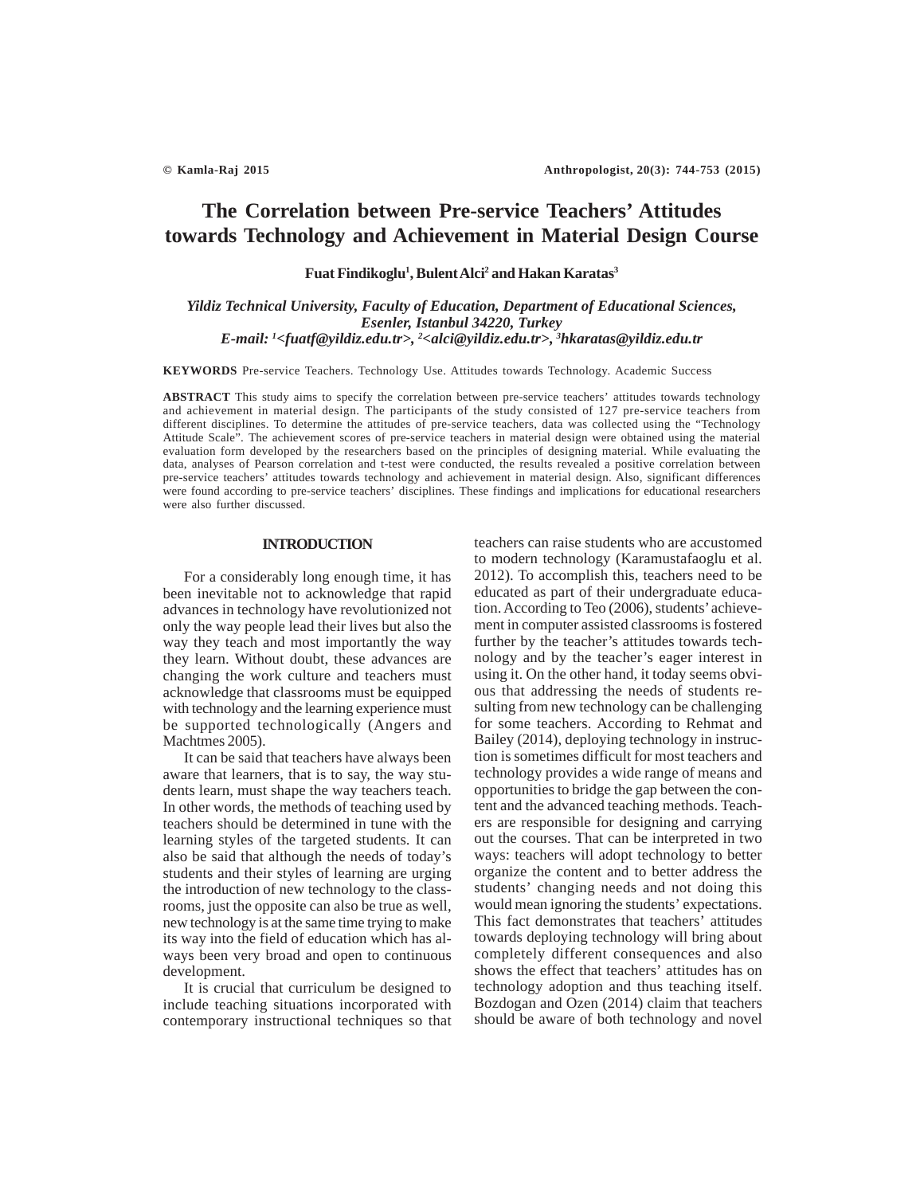# The Correlation between Pre-service Teachers' Attitudes towards Technology and Achievement in Material Design Course

**Fuat Findikoglu[1], Bulent Alci[2] and Hakan Karatas[3]**

*Yildiz Technical University, Faculty of Education, Department of Educational Sciences, Esenler, Istanbul 34220, Turkey*
*E-mail: [1]<fuatf@yildiz.edu.tr>, [2]<alci@yildiz.edu.tr>, [3]hkaratas@yildiz.edu.tr*

**KEYWORDS** Pre-service Teachers. Technology Use. Attitudes towards Technology. Academic Success

**ABSTRACT** This study aims to specify the correlation between pre-service teachers' attitudes towards technology and achievement in material design. The participants of the study consisted of 127 pre-service teachers from different disciplines. To determine the attitudes of pre-service teachers, data was collected using the "Technology Attitude Scale". The achievement scores of pre-service teachers in material design were obtained using the material evaluation form developed by the researchers based on the principles of designing material. While evaluating the data, analyses of Pearson correlation and t-test were conducted, the results revealed a positive correlation between pre-service teachers' attitudes towards technology and achievement in material design. Also, significant differences were found according to pre-service teachers' disciplines. These findings and implications for educational researchers were also further discussed.

## INTRODUCTION

For a considerably long enough time, it has been inevitable not to acknowledge that rapid advances in technology have revolutionized not only the way people lead their lives but also the way they teach and most importantly the way they learn. Without doubt, these advances are changing the work culture and teachers must acknowledge that classrooms must be equipped with technology and the learning experience must be supported technologically (Angers and Machtmes 2005).

It can be said that teachers have always been aware that learners, that is to say, the way students learn, must shape the way teachers teach. In other words, the methods of teaching used by teachers should be determined in tune with the learning styles of the targeted students. It can also be said that although the needs of today's students and their styles of learning are urging the introduction of new technology to the classrooms, just the opposite can also be true as well, new technology is at the same time trying to make its way into the field of education which has always been very broad and open to continuous development.

It is crucial that curriculum be designed to include teaching situations incorporated with contemporary instructional techniques so that teachers can raise students who are accustomed to modern technology (Karamustafaoglu et al. 2012). To accomplish this, teachers need to be educated as part of their undergraduate education. According to Teo (2006), students' achievement in computer assisted classrooms is fostered further by the teacher's attitudes towards technology and by the teacher's eager interest in using it. On the other hand, it today seems obvious that addressing the needs of students resulting from new technology can be challenging for some teachers. According to Rehmat and Bailey (2014), deploying technology in instruction is sometimes difficult for most teachers and technology provides a wide range of means and opportunities to bridge the gap between the content and the advanced teaching methods. Teachers are responsible for designing and carrying out the courses. That can be interpreted in two ways: teachers will adopt technology to better organize the content and to better address the students' changing needs and not doing this would mean ignoring the students' expectations. This fact demonstrates that teachers' attitudes towards deploying technology will bring about completely different consequences and also shows the effect that teachers' attitudes has on technology adoption and thus teaching itself. Bozdogan and Ozen (2014) claim that teachers should be aware of both technology and novel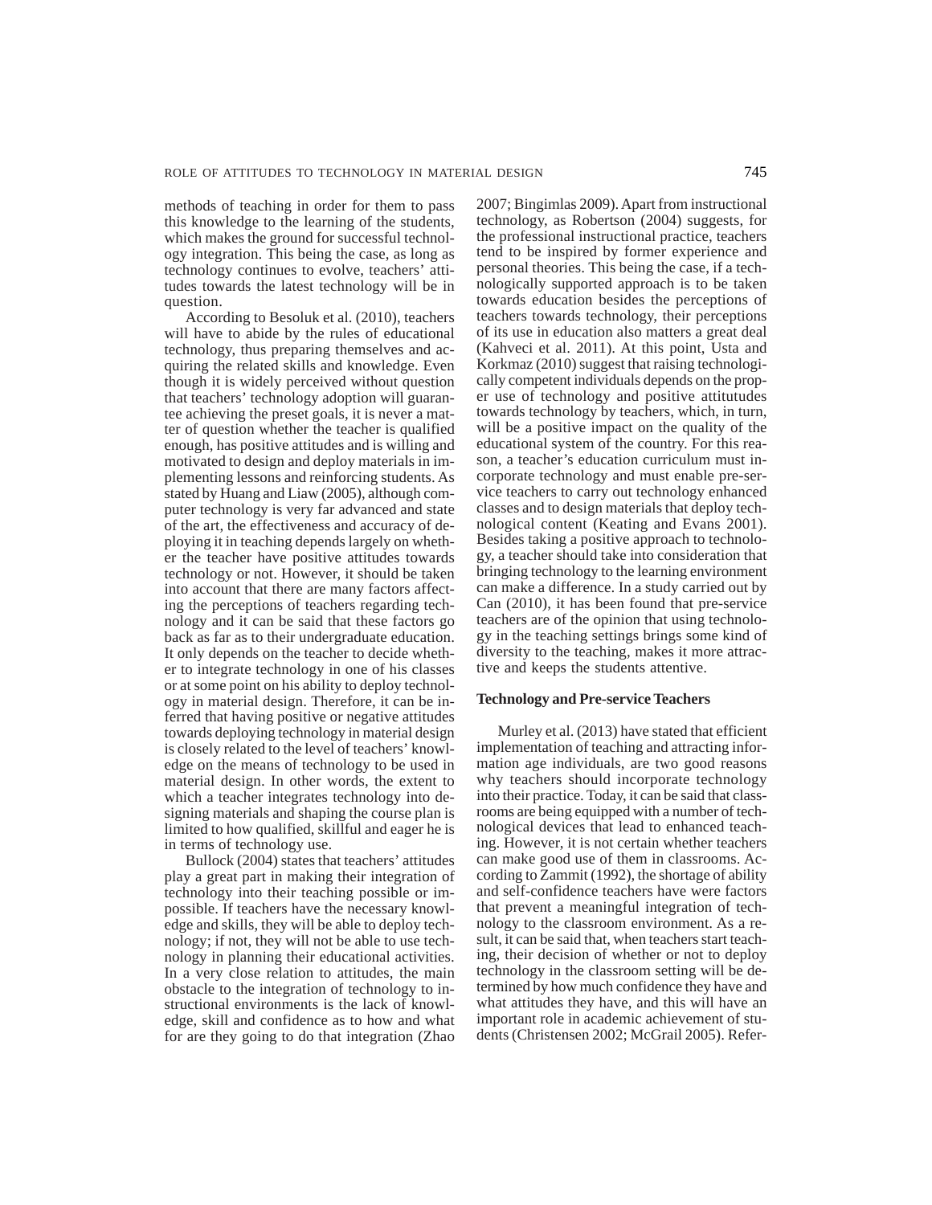methods of teaching in order for them to pass this knowledge to the learning of the students, which makes the ground for successful technology integration. This being the case, as long as technology continues to evolve, teachers' attitudes towards the latest technology will be in question.

According to Besoluk et al. (2010), teachers will have to abide by the rules of educational technology, thus preparing themselves and acquiring the related skills and knowledge. Even though it is widely perceived without question that teachers' technology adoption will guarantee achieving the preset goals, it is never a matter of question whether the teacher is qualified enough, has positive attitudes and is willing and motivated to design and deploy materials in implementing lessons and reinforcing students. As stated by Huang and Liaw (2005), although computer technology is very far advanced and state of the art, the effectiveness and accuracy of deploying it in teaching depends largely on whether the teacher have positive attitudes towards technology or not. However, it should be taken into account that there are many factors affecting the perceptions of teachers regarding technology and it can be said that these factors go back as far as to their undergraduate education. It only depends on the teacher to decide whether to integrate technology in one of his classes or at some point on his ability to deploy technology in material design. Therefore, it can be inferred that having positive or negative attitudes towards deploying technology in material design is closely related to the level of teachers' knowledge on the means of technology to be used in material design. In other words, the extent to which a teacher integrates technology into designing materials and shaping the course plan is limited to how qualified, skillful and eager he is in terms of technology use.

Bullock (2004) states that teachers' attitudes play a great part in making their integration of technology into their teaching possible or impossible. If teachers have the necessary knowledge and skills, they will be able to deploy technology; if not, they will not be able to use technology in planning their educational activities. In a very close relation to attitudes, the main obstacle to the integration of technology to instructional environments is the lack of knowledge, skill and confidence as to how and what for are they going to do that integration (Zhao 2007; Bingimlas 2009). Apart from instructional technology, as Robertson (2004) suggests, for the professional instructional practice, teachers tend to be inspired by former experience and personal theories. This being the case, if a technologically supported approach is to be taken towards education besides the perceptions of teachers towards technology, their perceptions of its use in education also matters a great deal (Kahveci et al. 2011). At this point, Usta and Korkmaz (2010) suggest that raising technologically competent individuals depends on the proper use of technology and positive attitutudes towards technology by teachers, which, in turn, will be a positive impact on the quality of the educational system of the country. For this reason, a teacher's education curriculum must incorporate technology and must enable pre-service teachers to carry out technology enhanced classes and to design materials that deploy technological content (Keating and Evans 2001). Besides taking a positive approach to technology, a teacher should take into consideration that bringing technology to the learning environment can make a difference. In a study carried out by Can (2010), it has been found that pre-service teachers are of the opinion that using technology in the teaching settings brings some kind of diversity to the teaching, makes it more attractive and keeps the students attentive.

**Technology and Pre-service Teachers**

Murley et al. (2013) have stated that efficient implementation of teaching and attracting information age individuals, are two good reasons why teachers should incorporate technology into their practice. Today, it can be said that classrooms are being equipped with a number of technological devices that lead to enhanced teaching. However, it is not certain whether teachers can make good use of them in classrooms. According to Zammit (1992), the shortage of ability and self-confidence teachers have were factors that prevent a meaningful integration of technology to the classroom environment. As a result, it can be said that, when teachers start teaching, their decision of whether or not to deploy technology in the classroom setting will be determined by how much confidence they have and what attitudes they have, and this will have an important role in academic achievement of students (Christensen 2002; McGrail 2005). Refer-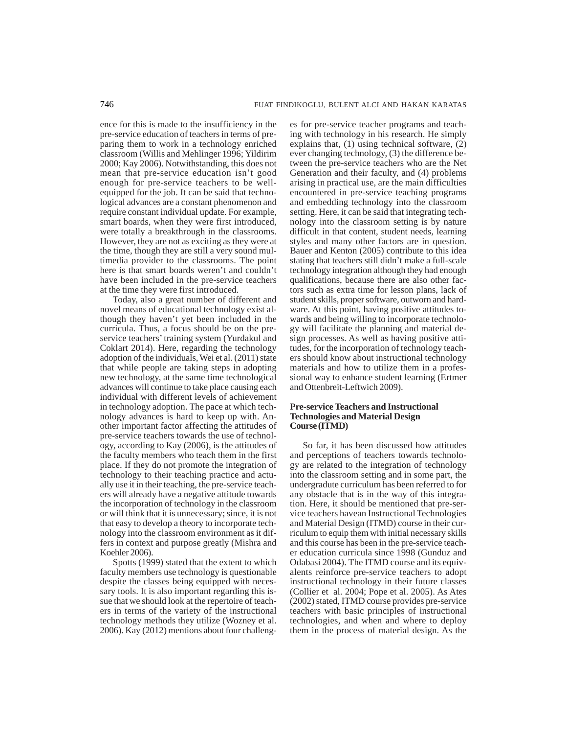ence for this is made to the insufficiency in the pre-service education of teachers in terms of preparing them to work in a technology enriched classroom (Willis and Mehlinger 1996; Yildirim 2000; Kay 2006). Notwithstanding, this does not mean that pre-service education isn't good enough for pre-service teachers to be well-equipped for the job. It can be said that technological advances are a constant phenomenon and require constant individual update. For example, smart boards, when they were first introduced, were totally a breakthrough in the classrooms. However, they are not as exciting as they were at the time, though they are still a very sound multimedia provider to the classrooms. The point here is that smart boards weren't and couldn't have been included in the pre-service teachers at the time they were first introduced.

Today, also a great number of different and novel means of educational technology exist although they haven't yet been included in the curricula. Thus, a focus should be on the pre-service teachers' training system (Yurdakul and Coklart 2014). Here, regarding the technology adoption of the individuals, Wei et al. (2011) state that while people are taking steps in adopting new technology, at the same time technological advances will continue to take place causing each individual with different levels of achievement in technology adoption. The pace at which technology advances is hard to keep up with. Another important factor affecting the attitudes of pre-service teachers towards the use of technology, according to Kay (2006), is the attitudes of the faculty members who teach them in the first place. If they do not promote the integration of technology to their teaching practice and actually use it in their teaching, the pre-service teachers will already have a negative attitude towards the incorporation of technology in the classroom or will think that it is unnecessary; since, it is not that easy to develop a theory to incorporate technology into the classroom environment as it differs in context and purpose greatly (Mishra and Koehler 2006).

Spotts (1999) stated that the extent to which faculty members use technology is questionable despite the classes being equipped with necessary tools. It is also important regarding this issue that we should look at the repertoire of teachers in terms of the variety of the instructional technology methods they utilize (Wozney et al. 2006). Kay (2012) mentions about four challenges for pre-service teacher programs and teaching with technology in his research. He simply explains that, (1) using technical software, (2) ever changing technology, (3) the difference between the pre-service teachers who are the Net Generation and their faculty, and (4) problems arising in practical use, are the main difficulties encountered in pre-service teaching programs and embedding technology into the classroom setting. Here, it can be said that integrating technology into the classroom setting is by nature difficult in that content, student needs, learning styles and many other factors are in question. Bauer and Kenton (2005) contribute to this idea stating that teachers still didn't make a full-scale technology integration although they had enough qualifications, because there are also other factors such as extra time for lesson plans, lack of student skills, proper software, outworn and hardware. At this point, having positive attitudes towards and being willing to incorporate technology will facilitate the planning and material design processes. As well as having positive attitudes, for the incorporation of technology teachers should know about instructional technology materials and how to utilize them in a professional way to enhance student learning (Ertmer and Ottenbreit-Leftwich 2009).

## Pre-service Teachers and Instructional Technologies and Material Design Course (ITMD)

So far, it has been discussed how attitudes and perceptions of teachers towards technology are related to the integration of technology into the classroom setting and in some part, the undergradute curriculum has been referred to for any obstacle that is in the way of this integration. Here, it should be mentioned that pre-service teachers havean Instructional Technologies and Material Design (ITMD) course in their curriculum to equip them with initial necessary skills and this course has been in the pre-service teacher education curricula since 1998 (Gunduz and Odabasi 2004). The ITMD course and its equivalents reinforce pre-service teachers to adopt instructional technology in their future classes (Collier et al. 2004; Pope et al. 2005). As Ates (2002) stated, ITMD course provides pre-service teachers with basic principles of instructional technologies, and when and where to deploy them in the process of material design. As the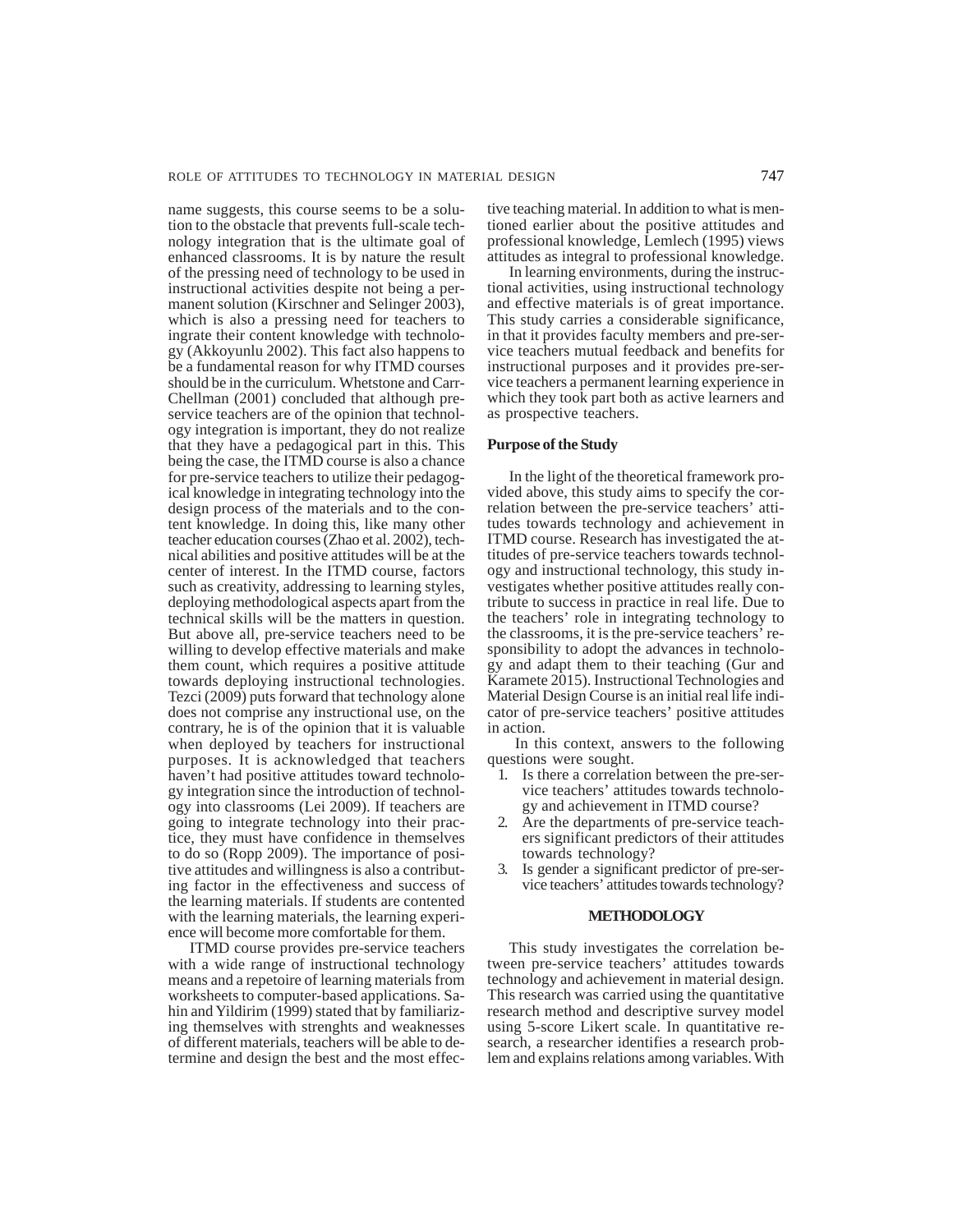name suggests, this course seems to be a solution to the obstacle that prevents full-scale technology integration that is the ultimate goal of enhanced classrooms. It is by nature the result of the pressing need of technology to be used in instructional activities despite not being a permanent solution (Kirschner and Selinger 2003), which is also a pressing need for teachers to ingrate their content knowledge with technology (Akkoyunlu 2002). This fact also happens to be a fundamental reason for why ITMD courses should be in the curriculum. Whetstone and Carr-Chellman (2001) concluded that although pre-service teachers are of the opinion that technology integration is important, they do not realize that they have a pedagogical part in this. This being the case, the ITMD course is also a chance for pre-service teachers to utilize their pedagogical knowledge in integrating technology into the design process of the materials and to the content knowledge. In doing this, like many other teacher education courses (Zhao et al. 2002), technical abilities and positive attitudes will be at the center of interest. In the ITMD course, factors such as creativity, addressing to learning styles, deploying methodological aspects apart from the technical skills will be the matters in question. But above all, pre-service teachers need to be willing to develop effective materials and make them count, which requires a positive attitude towards deploying instructional technologies. Tezci (2009) puts forward that technology alone does not comprise any instructional use, on the contrary, he is of the opinion that it is valuable when deployed by teachers for instructional purposes. It is acknowledged that teachers haven't had positive attitudes toward technology integration since the introduction of technology into classrooms (Lei 2009). If teachers are going to integrate technology into their practice, they must have confidence in themselves to do so (Ropp 2009). The importance of positive attitudes and willingness is also a contributing factor in the effectiveness and success of the learning materials. If students are contented with the learning materials, the learning experience will become more comfortable for them.

ITMD course provides pre-service teachers with a wide range of instructional technology means and a repetoire of learning materials from worksheets to computer-based applications. Sahin and Yildirim (1999) stated that by familiarizing themselves with strenghts and weaknesses of different materials, teachers will be able to determine and design the best and the most effective teaching material. In addition to what is mentioned earlier about the positive attitudes and professional knowledge, Lemlech (1995) views attitudes as integral to professional knowledge.

In learning environments, during the instructional activities, using instructional technology and effective materials is of great importance. This study carries a considerable significance, in that it provides faculty members and pre-service teachers mutual feedback and benefits for instructional purposes and it provides pre-service teachers a permanent learning experience in which they took part both as active learners and as prospective teachers.

### Purpose of the Study

In the light of the theoretical framework provided above, this study aims to specify the correlation between the pre-service teachers' attitudes towards technology and achievement in ITMD course. Research has investigated the attitudes of pre-service teachers towards technology and instructional technology, this study investigates whether positive attitudes really contribute to success in practice in real life. Due to the teachers' role in integrating technology to the classrooms, it is the pre-service teachers' responsibility to adopt the advances in technology and adapt them to their teaching (Gur and Karamete 2015). Instructional Technologies and Material Design Course is an initial real life indicator of pre-service teachers' positive attitudes in action.

In this context, answers to the following questions were sought.

1. Is there a correlation between the pre-service teachers' attitudes towards technology and achievement in ITMD course?
2. Are the departments of pre-service teachers significant predictors of their attitudes towards technology?
3. Is gender a significant predictor of pre-service teachers' attitudes towards technology?

## METHODOLOGY

This study investigates the correlation between pre-service teachers' attitudes towards technology and achievement in material design. This research was carried using the quantitative research method and descriptive survey model using 5-score Likert scale. In quantitative research, a researcher identifies a research problem and explains relations among variables. With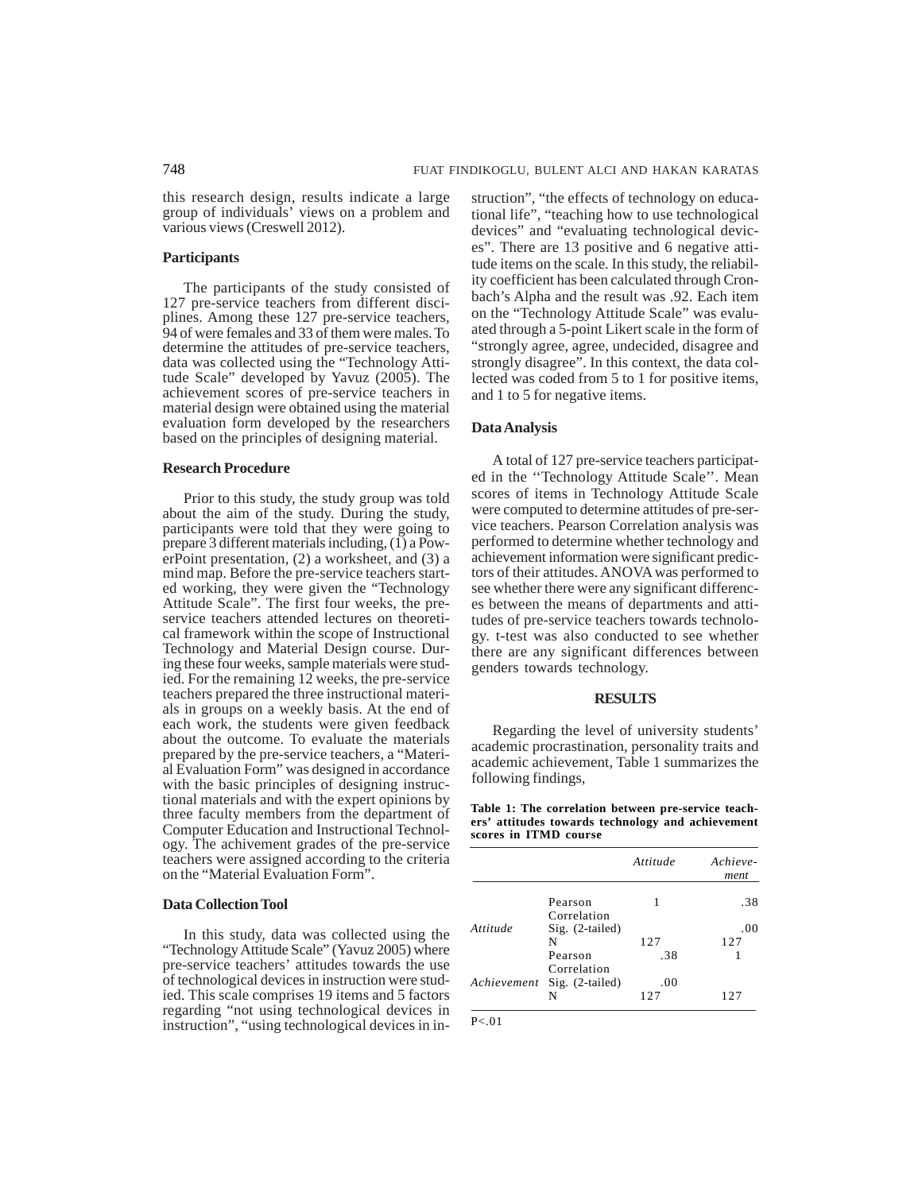this research design, results indicate a large group of individuals' views on a problem and various views (Creswell 2012).

### Participants

The participants of the study consisted of 127 pre-service teachers from different disciplines. Among these 127 pre-service teachers, 94 of were females and 33 of them were males. To determine the attitudes of pre-service teachers, data was collected using the "Technology Attitude Scale" developed by Yavuz (2005). The achievement scores of pre-service teachers in material design were obtained using the material evaluation form developed by the researchers based on the principles of designing material.

### Research Procedure

Prior to this study, the study group was told about the aim of the study. During the study, participants were told that they were going to prepare 3 different materials including, (1) a PowerPoint presentation, (2) a worksheet, and (3) a mind map. Before the pre-service teachers started working, they were given the "Technology Attitude Scale". The first four weeks, the pre-service teachers attended lectures on theoretical framework within the scope of Instructional Technology and Material Design course. During these four weeks, sample materials were studied. For the remaining 12 weeks, the pre-service teachers prepared the three instructional materials in groups on a weekly basis. At the end of each work, the students were given feedback about the outcome. To evaluate the materials prepared by the pre-service teachers, a "Material Evaluation Form" was designed in accordance with the basic principles of designing instructional materials and with the expert opinions by three faculty members from the department of Computer Education and Instructional Technology. The achivement grades of the pre-service teachers were assigned according to the criteria on the "Material Evaluation Form".

### Data Collection Tool

In this study, data was collected using the "Technology Attitude Scale" (Yavuz 2005) where pre-service teachers' attitudes towards the use of technological devices in instruction were studied. This scale comprises 19 items and 5 factors regarding "not using technological devices in instruction", "using technological devices in instruction", "the effects of technology on educational life", "teaching how to use technological devices" and "evaluating technological devices". There are 13 positive and 6 negative attitude items on the scale. In this study, the reliability coefficient has been calculated through Cronbach's Alpha and the result was .92. Each item on the "Technology Attitude Scale" was evaluated through a 5-point Likert scale in the form of "strongly agree, agree, undecided, disagree and strongly disagree". In this context, the data collected was coded from 5 to 1 for positive items, and 1 to 5 for negative items.

### Data Analysis

A total of 127 pre-service teachers participated in the ''Technology Attitude Scale''. Mean scores of items in Technology Attitude Scale were computed to determine attitudes of pre-service teachers. Pearson Correlation analysis was performed to determine whether technology and achievement information were significant predictors of their attitudes. ANOVA was performed to see whether there were any significant differences between the means of departments and attitudes of pre-service teachers towards technology. t-test was also conducted to see whether there are any significant differences between genders towards technology.

## RESULTS

Regarding the level of university students' academic procrastination, personality traits and academic achievement, Table 1 summarizes the following findings,

**Table 1: The correlation between pre-service teachers' attitudes towards technology and achievement scores in ITMD course**

| | | *Attitude* | *Achievement* |
|---|---|---|---|
| *Attitude* | Pearson Correlation | 1 | .38 |
| | Sig. (2-tailed) | | .00 |
| | N | 127 | 127 |
| *Achievement* | Pearson Correlation | .38 | 1 |
| | Sig. (2-tailed) | .00 | |
| | N | 127 | 127 |

P<.01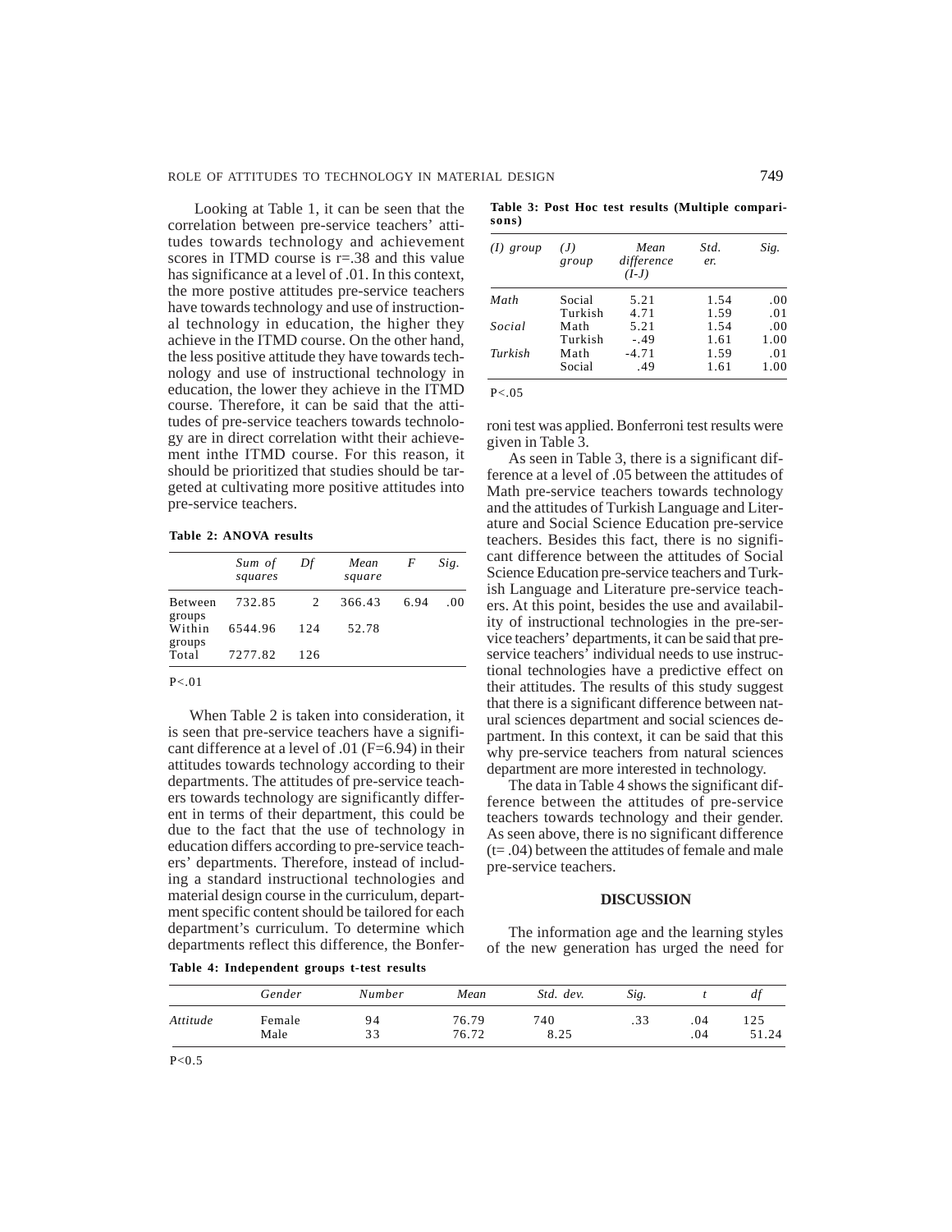Looking at Table 1, it can be seen that the correlation between pre-service teachers' attitudes towards technology and achievement scores in ITMD course is r=.38 and this value has significance at a level of .01. In this context, the more postive attitudes pre-service teachers have towards technology and use of instructional technology in education, the higher they achieve in the ITMD course. On the other hand, the less positive attitude they have towards technology and use of instructional technology in education, the lower they achieve in the ITMD course. Therefore, it can be said that the attitudes of pre-service teachers towards technology are in direct correlation witht their achievement inthe ITMD course. For this reason, it should be prioritized that studies should be targeted at cultivating more positive attitudes into pre-service teachers.

**Table 2: ANOVA results**

| | *Sum of squares* | *Df* | *Mean square* | *F* | *Sig.* |
|---|---|---|---|---|---|
| Between groups | 732.85 | 2 | 366.43 | 6.94 | .00 |
| Within groups | 6544.96 | 124 | 52.78 | | |
| Total | 7277.82 | 126 | | | |

P<.01

When Table 2 is taken into consideration, it is seen that pre-service teachers have a significant difference at a level of .01 (F=6.94) in their attitudes towards technology according to their departments. The attitudes of pre-service teachers towards technology are significantly different in terms of their department, this could be due to the fact that the use of technology in education differs according to pre-service teachers' departments. Therefore, instead of including a standard instructional technologies and material design course in the curriculum, department specific content should be tailored for each department's curriculum. To determine which departments reflect this difference, the Bonferroni test was applied. Bonferroni test results were given in Table 3.

**Table 3: Post Hoc test results (Multiple comparisons)**

| *(I) group* | *(J) group* | *Mean difference (I-J)* | *Std. er.* | *Sig.* |
|---|---|---|---|---|
| *Math* | Social | 5.21 | 1.54 | .00 |
| | Turkish | 4.71 | 1.59 | .01 |
| *Social* | Math | 5.21 | 1.54 | .00 |
| | Turkish | -.49 | 1.61 | 1.00 |
| *Turkish* | Math | -4.71 | 1.59 | .01 |
| | Social | .49 | 1.61 | 1.00 |

P<.05

As seen in Table 3, there is a significant difference at a level of .05 between the attitudes of Math pre-service teachers towards technology and the attitudes of Turkish Language and Literature and Social Science Education pre-service teachers. Besides this fact, there is no significant difference between the attitudes of Social Science Education pre-service teachers and Turkish Language and Literature pre-service teachers. At this point, besides the use and availability of instructional technologies in the pre-service teachers' departments, it can be said that pre-service teachers' individual needs to use instructional technologies have a predictive effect on their attitudes. The results of this study suggest that there is a significant difference between natural sciences department and social sciences department. In this context, it can be said that this why pre-service teachers from natural sciences department are more interested in technology.

The data in Table 4 shows the significant difference between the attitudes of pre-service teachers towards technology and their gender. As seen above, there is no significant difference (t= .04) between the attitudes of female and male pre-service teachers.

**Table 4: Independent groups t-test results**

| | *Gender* | *Number* | *Mean* | *Std. dev.* | *Sig.* | *t* | *df* |
|---|---|---|---|---|---|---|---|
| *Attitude* | Female | 94 | 76.79 | 740 | .33 | .04 | 125 |
| | Male | 33 | 76.72 | 8.25 | | .04 | 51.24 |

P<0.5

## DISCUSSION

The information age and the learning styles of the new generation has urged the need for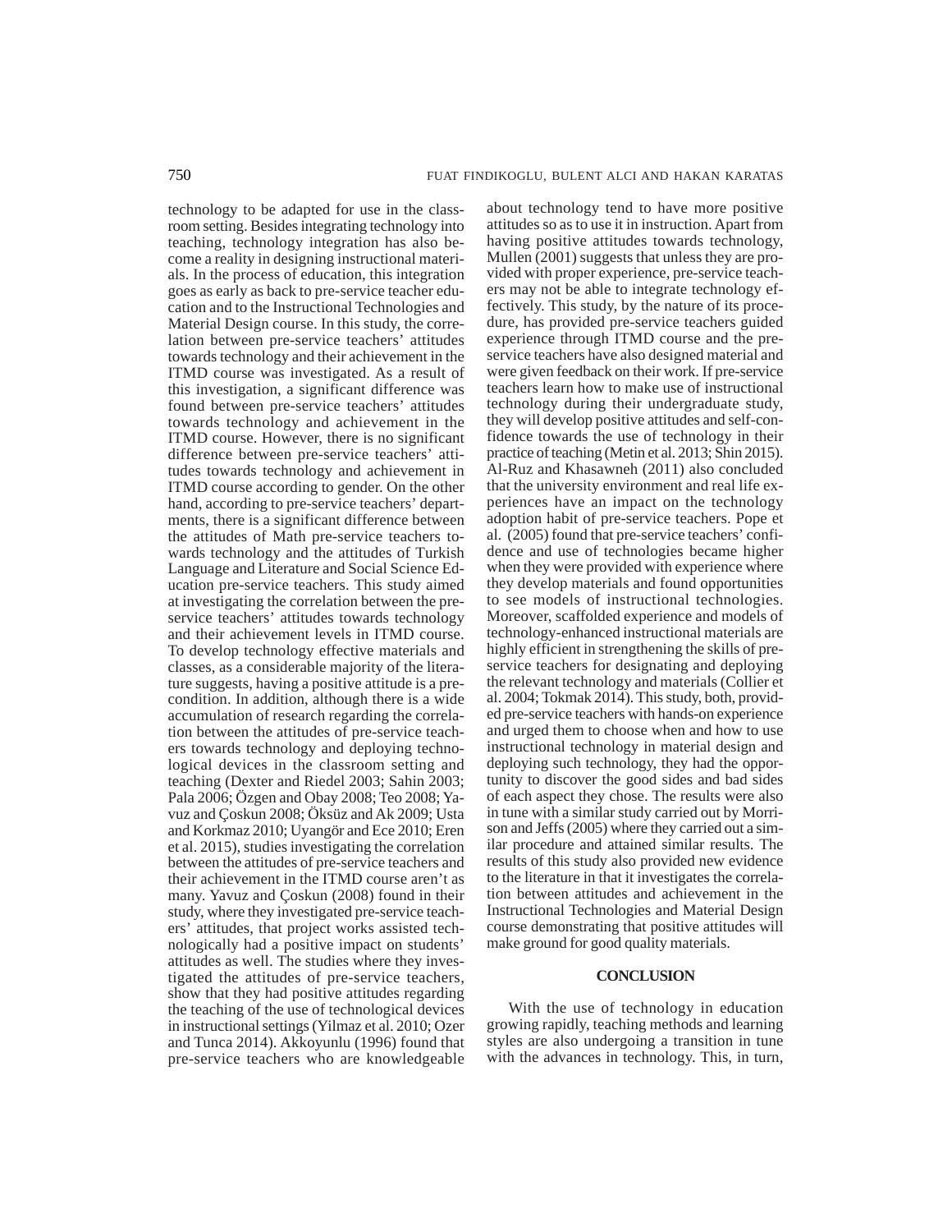technology to be adapted for use in the classroom setting. Besides integrating technology into teaching, technology integration has also become a reality in designing instructional materials. In the process of education, this integration goes as early as back to pre-service teacher education and to the Instructional Technologies and Material Design course. In this study, the correlation between pre-service teachers' attitudes towards technology and their achievement in the ITMD course was investigated. As a result of this investigation, a significant difference was found between pre-service teachers' attitudes towards technology and achievement in the ITMD course. However, there is no significant difference between pre-service teachers' attitudes towards technology and achievement in ITMD course according to gender. On the other hand, according to pre-service teachers' departments, there is a significant difference between the attitudes of Math pre-service teachers towards technology and the attitudes of Turkish Language and Literature and Social Science Education pre-service teachers. This study aimed at investigating the correlation between the pre-service teachers' attitudes towards technology and their achievement levels in ITMD course. To develop technology effective materials and classes, as a considerable majority of the literature suggests, having a positive attitude is a precondition. In addition, although there is a wide accumulation of research regarding the correlation between the attitudes of pre-service teachers towards technology and deploying technological devices in the classroom setting and teaching (Dexter and Riedel 2003; Sahin 2003; Pala 2006; Özgen and Obay 2008; Teo 2008; Yavuz and Çoskun 2008; Öksüz and Ak 2009; Usta and Korkmaz 2010; Uyangör and Ece 2010; Eren et al. 2015), studies investigating the correlation between the attitudes of pre-service teachers and their achievement in the ITMD course aren't as many. Yavuz and Çoskun (2008) found in their study, where they investigated pre-service teachers' attitudes, that project works assisted technologically had a positive impact on students' attitudes as well. The studies where they investigated the attitudes of pre-service teachers, show that they had positive attitudes regarding the teaching of the use of technological devices in instructional settings (Yilmaz et al. 2010; Ozer and Tunca 2014). Akkoyunlu (1996) found that pre-service teachers who are knowledgeable about technology tend to have more positive attitudes so as to use it in instruction. Apart from having positive attitudes towards technology, Mullen (2001) suggests that unless they are provided with proper experience, pre-service teachers may not be able to integrate technology effectively. This study, by the nature of its procedure, has provided pre-service teachers guided experience through ITMD course and the pre-service teachers have also designed material and were given feedback on their work. If pre-service teachers learn how to make use of instructional technology during their undergraduate study, they will develop positive attitudes and self-confidence towards the use of technology in their practice of teaching (Metin et al. 2013; Shin 2015). Al-Ruz and Khasawneh (2011) also concluded that the university environment and real life experiences have an impact on the technology adoption habit of pre-service teachers. Pope et al. (2005) found that pre-service teachers' confidence and use of technologies became higher when they were provided with experience where they develop materials and found opportunities to see models of instructional technologies. Moreover, scaffolded experience and models of technology-enhanced instructional materials are highly efficient in strengthening the skills of pre-service teachers for designating and deploying the relevant technology and materials (Collier et al. 2004; Tokmak 2014). This study, both, provided pre-service teachers with hands-on experience and urged them to choose when and how to use instructional technology in material design and deploying such technology, they had the opportunity to discover the good sides and bad sides of each aspect they chose. The results were also in tune with a similar study carried out by Morrison and Jeffs (2005) where they carried out a similar procedure and attained similar results. The results of this study also provided new evidence to the literature in that it investigates the correlation between attitudes and achievement in the Instructional Technologies and Material Design course demonstrating that positive attitudes will make ground for good quality materials.

## CONCLUSION

With the use of technology in education growing rapidly, teaching methods and learning styles are also undergoing a transition in tune with the advances in technology. This, in turn,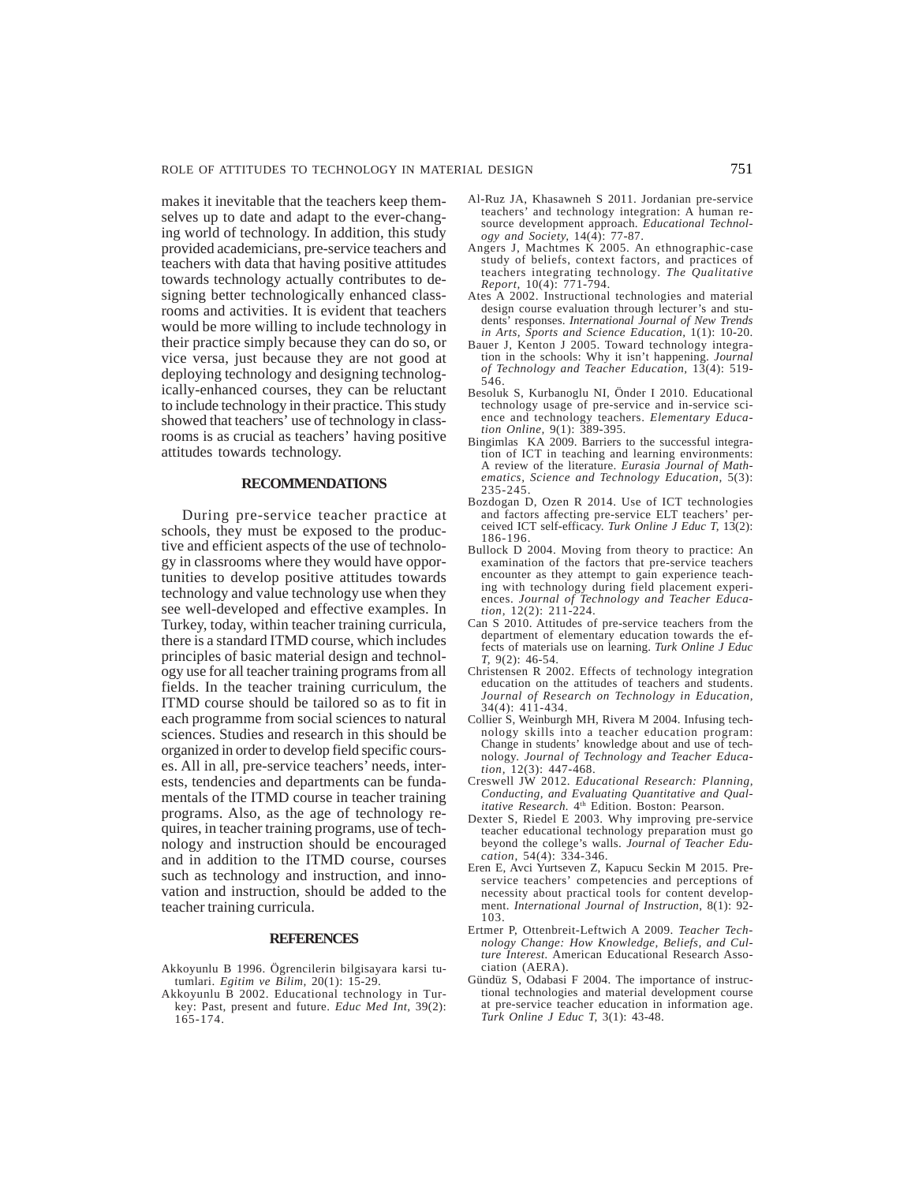makes it inevitable that the teachers keep themselves up to date and adapt to the ever-changing world of technology. In addition, this study provided academicians, pre-service teachers and teachers with data that having positive attitudes towards technology actually contributes to designing better technologically enhanced classrooms and activities. It is evident that teachers would be more willing to include technology in their practice simply because they can do so, or vice versa, just because they are not good at deploying technology and designing technologically-enhanced courses, they can be reluctant to include technology in their practice. This study showed that teachers' use of technology in classrooms is as crucial as teachers' having positive attitudes towards technology.

## RECOMMENDATIONS

During pre-service teacher practice at schools, they must be exposed to the productive and efficient aspects of the use of technology in classrooms where they would have opportunities to develop positive attitudes towards technology and value technology use when they see well-developed and effective examples. In Turkey, today, within teacher training curricula, there is a standard ITMD course, which includes principles of basic material design and technology use for all teacher training programs from all fields. In the teacher training curriculum, the ITMD course should be tailored so as to fit in each programme from social sciences to natural sciences. Studies and research in this should be organized in order to develop field specific courses. All in all, pre-service teachers' needs, interests, tendencies and departments can be fundamentals of the ITMD course in teacher training programs. Also, as the age of technology requires, in teacher training programs, use of technology and instruction should be encouraged and in addition to the ITMD course, courses such as technology and instruction, and innovation and instruction, should be added to the teacher training curricula.

## REFERENCES

Akkoyunlu B 1996. Ögrencilerin bilgisayara karsi tutumlari. *Egitim ve Bilim*, 20(1): 15-29.

Akkoyunlu B 2002. Educational technology in Turkey: Past, present and future. *Educ Med Int*, 39(2): 165-174.

Al-Ruz JA, Khasawneh S 2011. Jordanian pre-service teachers' and technology integration: A human resource development approach. *Educational Technology and Society*, 14(4): 77-87.

Angers J, Machtmes K 2005. An ethnographic-case study of beliefs, context factors, and practices of teachers integrating technology. *The Qualitative Report*, 10(4): 771-794.

Ates A 2002. Instructional technologies and material design course evaluation through lecturer's and students' responses. *International Journal of New Trends in Arts, Sports and Science Education*, 1(1): 10-20.

Bauer J, Kenton J 2005. Toward technology integration in the schools: Why it isn't happening. *Journal of Technology and Teacher Education*, 13(4): 519-546.

Besoluk S, Kurbanoglu NI, Önder I 2010. Educational technology usage of pre-service and in-service science and technology teachers. *Elementary Education Online*, 9(1): 389-395.

Bingimlas KA 2009. Barriers to the successful integration of ICT in teaching and learning environments: A review of the literature. *Eurasia Journal of Mathematics, Science and Technology Education*, 5(3): 235-245.

Bozdogan D, Ozen R 2014. Use of ICT technologies and factors affecting pre-service ELT teachers' perceived ICT self-efficacy. *Turk Online J Educ T*, 13(2): 186-196.

Bullock D 2004. Moving from theory to practice: An examination of the factors that pre-service teachers encounter as they attempt to gain experience teaching with technology during field placement experiences. *Journal of Technology and Teacher Education*, 12(2): 211-224.

Can S 2010. Attitudes of pre-service teachers from the department of elementary education towards the effects of materials use on learning. *Turk Online J Educ T*, 9(2): 46-54.

Christensen R 2002. Effects of technology integration education on the attitudes of teachers and students. *Journal of Research on Technology in Education*, 34(4): 411-434.

Collier S, Weinburgh MH, Rivera M 2004. Infusing technology skills into a teacher education program: Change in students' knowledge about and use of technology. *Journal of Technology and Teacher Education*, 12(3): 447-468.

Creswell JW 2012. *Educational Research: Planning, Conducting, and Evaluating Quantitative and Qualitative Research.* 4th Edition. Boston: Pearson.

Dexter S, Riedel E 2003. Why improving pre-service teacher educational technology preparation must go beyond the college's walls. *Journal of Teacher Education*, 54(4): 334-346.

Eren E, Avci Yurtseven Z, Kapucu Seckin M 2015. Pre-service teachers' competencies and perceptions of necessity about practical tools for content development. *International Journal of Instruction*, 8(1): 92-103.

Ertmer P, Ottenbreit-Leftwich A 2009. *Teacher Technology Change: How Knowledge, Beliefs, and Culture Interest.* American Educational Research Association (AERA).

Gündüz S, Odabasi F 2004. The importance of instructional technologies and material development course at pre-service teacher education in information age. *Turk Online J Educ T*, 3(1): 43-48.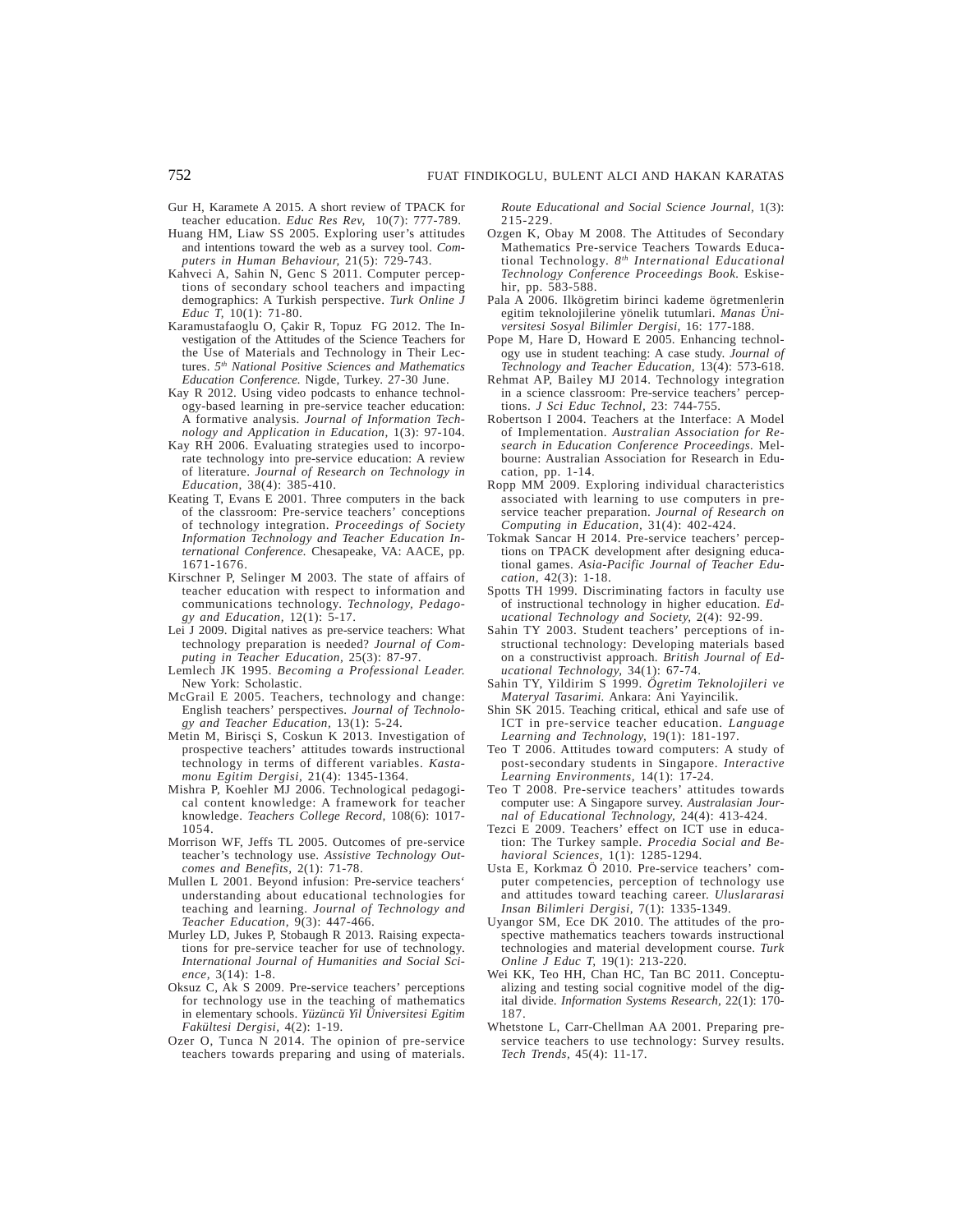Gur H, Karamete A 2015. A short review of TPACK for teacher education. *Educ Res Rev,* 10(7): 777-789.

Huang HM, Liaw SS 2005. Exploring user's attitudes and intentions toward the web as a survey tool. *Computers in Human Behaviour,* 21(5): 729-743.

Kahveci A, Sahin N, Genc S 2011. Computer perceptions of secondary school teachers and impacting demographics: A Turkish perspective. *Turk Online J Educ T,* 10(1): 71-80.

Karamustafaoglu O, Çakir R, Topuz FG 2012. The Investigation of the Attitudes of the Science Teachers for the Use of Materials and Technology in Their Lectures. *5th National Positive Sciences and Mathematics Education Conference.* Nigde, Turkey. 27-30 June.

Kay R 2012. Using video podcasts to enhance technology-based learning in pre-service teacher education: A formative analysis. *Journal of Information Technology and Application in Education,* 1(3): 97-104.

Kay RH 2006. Evaluating strategies used to incorporate technology into pre-service education: A review of literature. *Journal of Research on Technology in Education,* 38(4): 385-410.

Keating T, Evans E 2001. Three computers in the back of the classroom: Pre-service teachers' conceptions of technology integration. *Proceedings of Society Information Technology and Teacher Education International Conference.* Chesapeake, VA: AACE, pp. 1671-1676.

Kirschner P, Selinger M 2003. The state of affairs of teacher education with respect to information and communications technology. *Technology, Pedagogy and Education,* 12(1): 5-17.

Lei J 2009. Digital natives as pre-service teachers: What technology preparation is needed? *Journal of Computing in Teacher Education,* 25(3): 87-97.

Lemlech JK 1995. *Becoming a Professional Leader.* New York: Scholastic.

McGrail E 2005. Teachers, technology and change: English teachers' perspectives. *Journal of Technology and Teacher Education,* 13(1): 5-24.

Metin M, Birisçi S, Coskun K 2013. Investigation of prospective teachers' attitudes towards instructional technology in terms of different variables. *Kastamonu Egitim Dergisi,* 21(4): 1345-1364.

Mishra P, Koehler MJ 2006. Technological pedagogical content knowledge: A framework for teacher knowledge. *Teachers College Record,* 108(6): 1017-1054.

Morrison WF, Jeffs TL 2005. Outcomes of pre-service teacher's technology use. *Assistive Technology Outcomes and Benefits,* 2(1): 71-78.

Mullen L 2001. Beyond infusion: Pre-service teachers' understanding about educational technologies for teaching and learning. *Journal of Technology and Teacher Education,* 9(3): 447-466.

Murley LD, Jukes P, Stobaugh R 2013. Raising expectations for pre-service teacher for use of technology. *International Journal of Humanities and Social Science,* 3(14): 1-8.

Oksuz C, Ak S 2009. Pre-service teachers' perceptions for technology use in the teaching of mathematics in elementary schools. *Yüzüncü Yil Üniversitesi Egitim Fakültesi Dergisi,* 4(2): 1-19.

Ozer O, Tunca N 2014. The opinion of pre-service teachers towards preparing and using of materials. *Route Educational and Social Science Journal,* 1(3): 215-229.

Ozgen K, Obay M 2008. The Attitudes of Secondary Mathematics Pre-service Teachers Towards Educational Technology. *8th International Educational Technology Conference Proceedings Book.* Eskisehir, pp. 583-588.

Pala A 2006. Ilkögretim birinci kademe ögretmenlerin egitim teknolojilerine yönelik tutumlari. *Manas Üniversitesi Sosyal Bilimler Dergisi,* 16: 177-188.

Pope M, Hare D, Howard E 2005. Enhancing technology use in student teaching: A case study. *Journal of Technology and Teacher Education,* 13(4): 573-618.

Rehmat AP, Bailey MJ 2014. Technology integration in a science classroom: Pre-service teachers' perceptions. *J Sci Educ Technol,* 23: 744-755.

Robertson I 2004. Teachers at the Interface: A Model of Implementation. *Australian Association for Research in Education Conference Proceedings.* Melbourne: Australian Association for Research in Education, pp. 1-14.

Ropp MM 2009. Exploring individual characteristics associated with learning to use computers in pre-service teacher preparation. *Journal of Research on Computing in Education,* 31(4): 402-424.

Tokmak Sancar H 2014. Pre-service teachers' perceptions on TPACK development after designing educational games. *Asia-Pacific Journal of Teacher Education,* 42(3): 1-18.

Spotts TH 1999. Discriminating factors in faculty use of instructional technology in higher education. *Educational Technology and Society,* 2(4): 92-99.

Sahin TY 2003. Student teachers' perceptions of instructional technology: Developing materials based on a constructivist approach. *British Journal of Educational Technology,* 34(1): 67-74.

Sahin TY, Yildirim S 1999. *Ögretim Teknolojileri ve Materyal Tasarimi.* Ankara: Ani Yayincilik.

Shin SK 2015. Teaching critical, ethical and safe use of ICT in pre-service teacher education. *Language Learning and Technology,* 19(1): 181-197.

Teo T 2006. Attitudes toward computers: A study of post-secondary students in Singapore. *Interactive Learning Environments,* 14(1): 17-24.

Teo T 2008. Pre-service teachers' attitudes towards computer use: A Singapore survey. *Australasian Journal of Educational Technology,* 24(4): 413-424.

Tezci E 2009. Teachers' effect on ICT use in education: The Turkey sample. *Procedia Social and Behavioral Sciences,* 1(1): 1285-1294.

Usta E, Korkmaz Ö 2010. Pre-service teachers' computer competencies, perception of technology use and attitudes toward teaching career. *Uluslararasi Insan Bilimleri Dergisi,* 7(1): 1335-1349.

Uyangor SM, Ece DK 2010. The attitudes of the prospective mathematics teachers towards instructional technologies and material development course. *Turk Online J Educ T,* 19(1): 213-220.

Wei KK, Teo HH, Chan HC, Tan BC 2011. Conceptualizing and testing social cognitive model of the digital divide. *Information Systems Research,* 22(1): 170-187.

Whetstone L, Carr-Chellman AA 2001. Preparing pre-service teachers to use technology: Survey results. *Tech Trends,* 45(4): 11-17.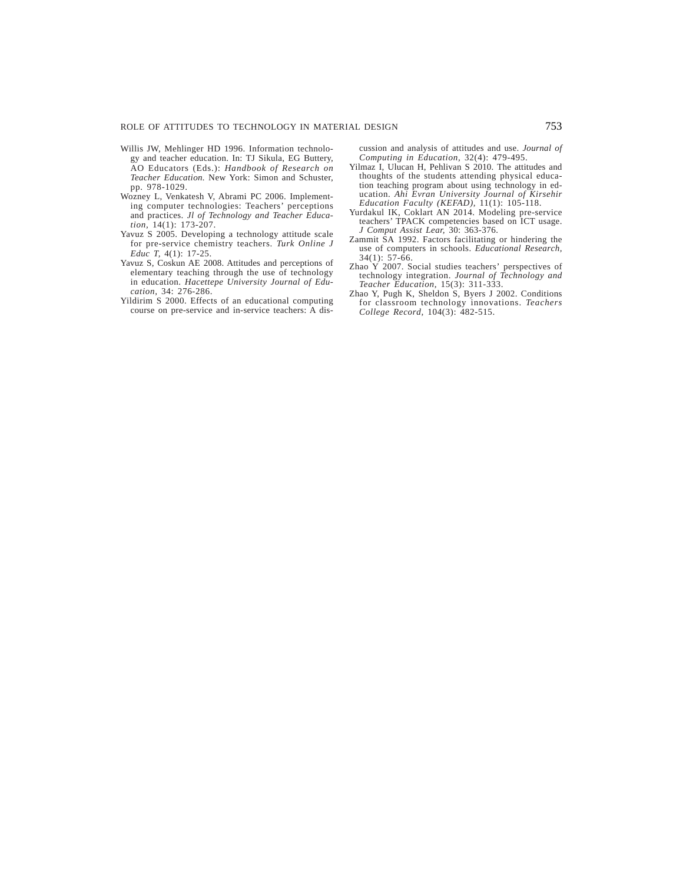Willis JW, Mehlinger HD 1996. Information technology and teacher education. In: TJ Sikula, EG Buttery, AO Educators (Eds.): *Handbook of Research on Teacher Education.* New York: Simon and Schuster, pp. 978-1029.

Wozney L, Venkatesh V, Abrami PC 2006. Implementing computer technologies: Teachers' perceptions and practices. *Jl of Technology and Teacher Education,* 14(1): 173-207.

Yavuz S 2005. Developing a technology attitude scale for pre-service chemistry teachers. *Turk Online J Educ T,* 4(1): 17-25.

Yavuz S, Coskun AE 2008. Attitudes and perceptions of elementary teaching through the use of technology in education. *Hacettepe University Journal of Education,* 34: 276-286.

Yildirim S 2000. Effects of an educational computing course on pre-service and in-service teachers: A discussion and analysis of attitudes and use. *Journal of Computing in Education,* 32(4): 479-495.

Yilmaz I, Ulucan H, Pehlivan S 2010. The attitudes and thoughts of the students attending physical education teaching program about using technology in education. *Ahi Evran University Journal of Kirsehir Education Faculty (KEFAD),* 11(1): 105-118.

Yurdakul IK, Coklart AN 2014. Modeling pre-service teachers' TPACK competencies based on ICT usage. *J Comput Assist Lear,* 30: 363-376.

Zammit SA 1992. Factors facilitating or hindering the use of computers in schools. *Educational Research,* 34(1): 57-66.

Zhao Y 2007. Social studies teachers' perspectives of technology integration. *Journal of Technology and Teacher Education,* 15(3): 311-333.

Zhao Y, Pugh K, Sheldon S, Byers J 2002. Conditions for classroom technology innovations. *Teachers College Record,* 104(3): 482-515.